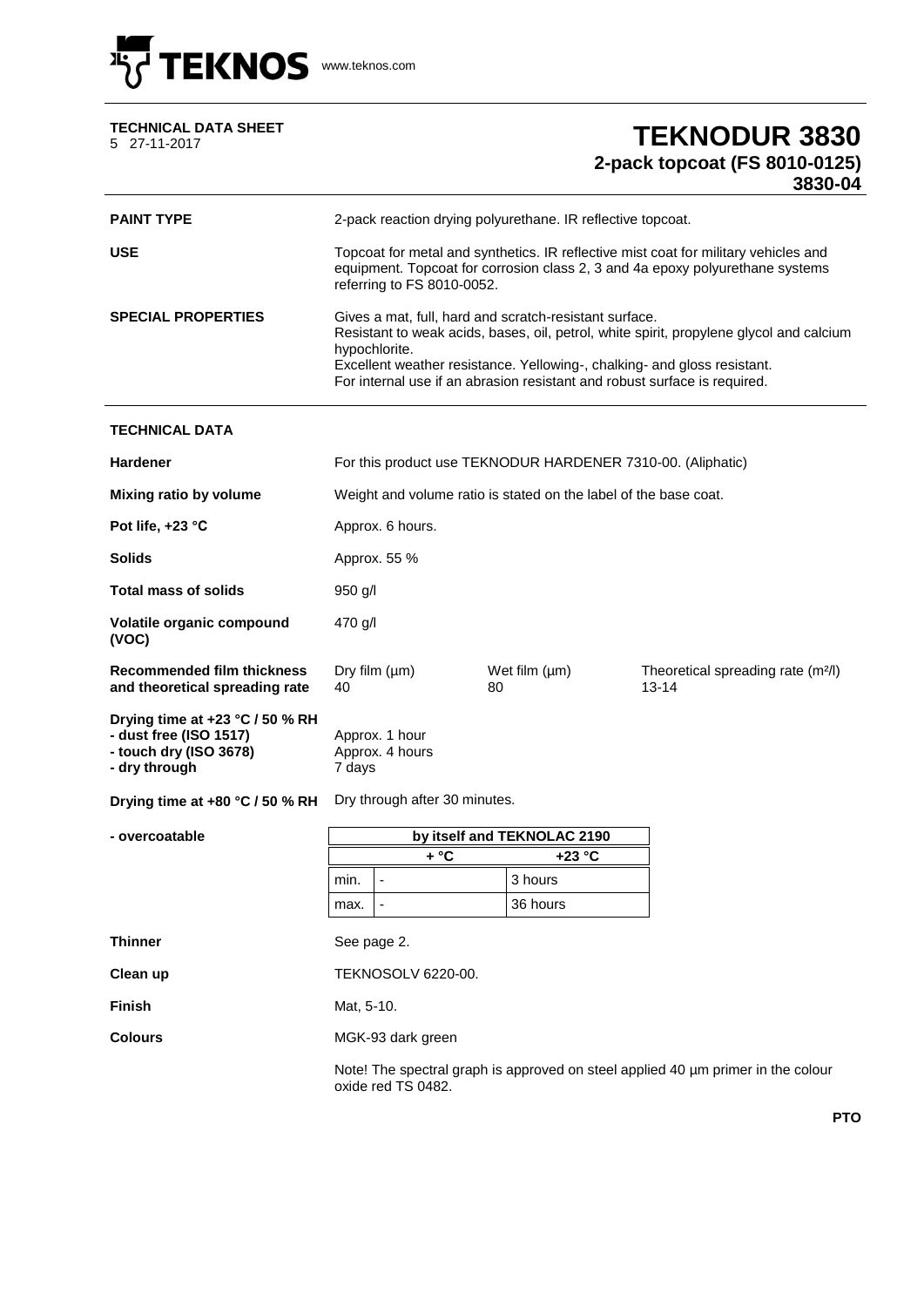TEKNOS www.teknos.com

**TECHNICAL DATA SHEET**
5 27-11-2017

# TEKNODUR 3830

## 2-pack topcoat (FS 8010-0125)

### 3830-04

**PAINT TYPE**
2-pack reaction drying polyurethane. IR reflective topcoat.

**USE**
Topcoat for metal and synthetics. IR reflective mist coat for military vehicles and equipment. Topcoat for corrosion class 2, 3 and 4a epoxy polyurethane systems referring to FS 8010-0052.

**SPECIAL PROPERTIES**
Gives a mat, full, hard and scratch-resistant surface.
Resistant to weak acids, bases, oil, petrol, white spirit, propylene glycol and calcium hypochlorite.
Excellent weather resistance. Yellowing-, chalking- and gloss resistant.
For internal use if an abrasion resistant and robust surface is required.

## TECHNICAL DATA

**Hardener**
For this product use TEKNODUR HARDENER 7310-00. (Aliphatic)

**Mixing ratio by volume**
Weight and volume ratio is stated on the label of the base coat.

**Pot life, +23 °C**
Approx. 6 hours.

**Solids**
Approx. 55 %

**Total mass of solids**
950 g/l

**Volatile organic compound (VOC)**
470 g/l

**Recommended film thickness and theoretical spreading rate**

| Dry film (µm) | Wet film (µm) | Theoretical spreading rate (m²/l) |
|---|---|---|
| 40 | 80 | 13-14 |

**Drying time at +23 °C / 50 % RH**
- dust free (ISO 1517): Approx. 1 hour
- touch dry (ISO 3678): Approx. 4 hours
- dry through: 7 days

**Drying time at +80 °C / 50 % RH**
Dry through after 30 minutes.

**- overcoatable**

| by itself and TEKNOLAC 2190 | | |
|---|---|---|
| | + °C | +23 °C |
| min. | - | 3 hours |
| max. | - | 36 hours |

**Thinner**
See page 2.

**Clean up**
TEKNOSOLV 6220-00.

**Finish**
Mat, 5-10.

**Colours**
MGK-93 dark green

Note! The spectral graph is approved on steel applied 40 µm primer in the colour oxide red TS 0482.

**PTO**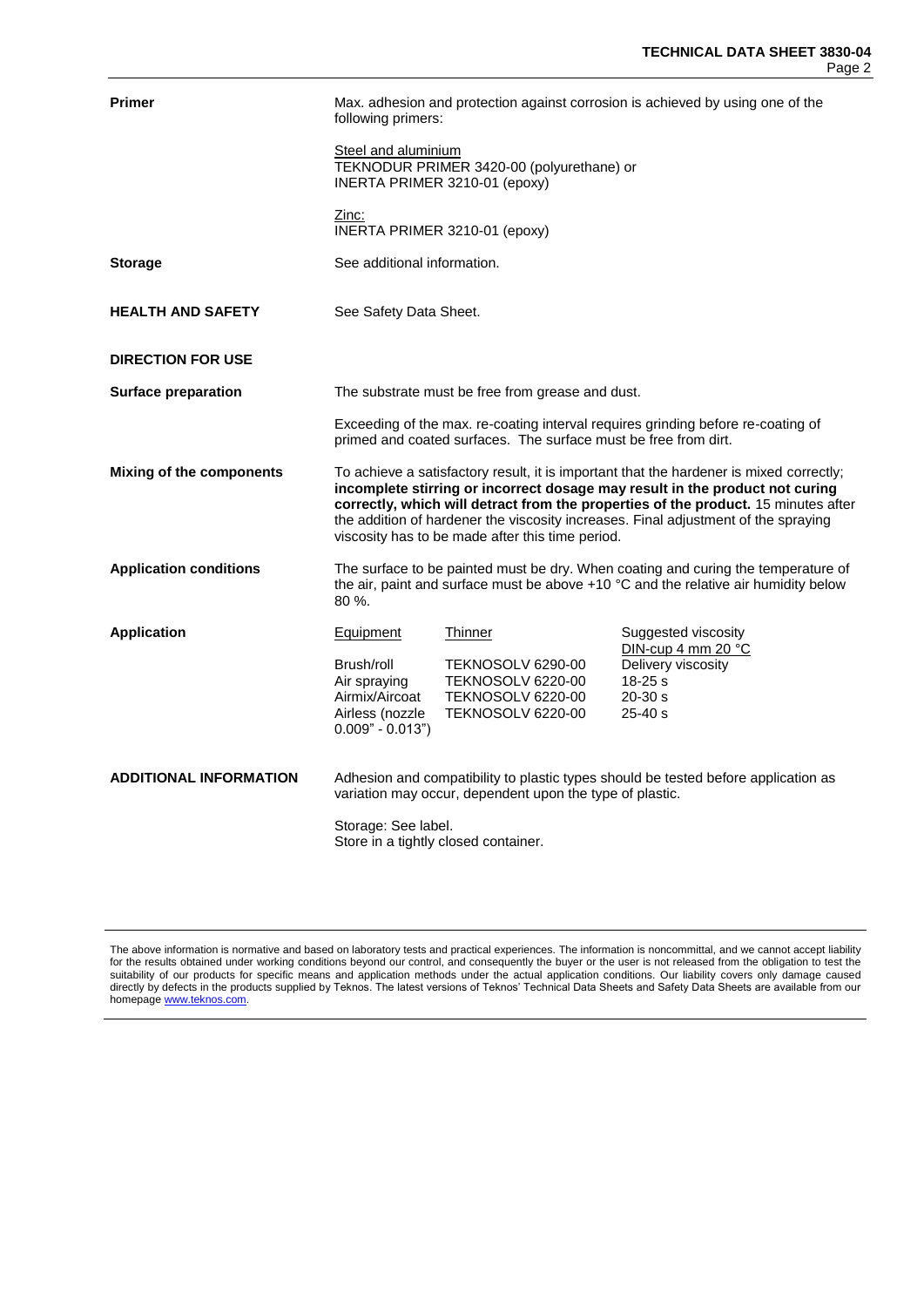**Primer**

Max. adhesion and protection against corrosion is achieved by using one of the following primers:

Steel and aluminium
TEKNODUR PRIMER 3420-00 (polyurethane) or
INERTA PRIMER 3210-01 (epoxy)

Zinc:
INERTA PRIMER 3210-01 (epoxy)

**Storage**

See additional information.

## HEALTH AND SAFETY

See Safety Data Sheet.

## DIRECTION FOR USE

**Surface preparation**

The substrate must be free from grease and dust.

Exceeding of the max. re-coating interval requires grinding before re-coating of primed and coated surfaces. The surface must be free from dirt.

**Mixing of the components**

To achieve a satisfactory result, it is important that the hardener is mixed correctly; **incomplete stirring or incorrect dosage may result in the product not curing correctly, which will detract from the properties of the product.** 15 minutes after the addition of hardener the viscosity increases. Final adjustment of the spraying viscosity has to be made after this time period.

**Application conditions**

The surface to be painted must be dry. When coating and curing the temperature of the air, paint and surface must be above +10 °C and the relative air humidity below 80 %.

**Application**

| Equipment | Thinner | Suggested viscosity DIN-cup 4 mm 20 °C |
|---|---|---|
| Brush/roll | TEKNOSOLV 6290-00 | Delivery viscosity |
| Air spraying | TEKNOSOLV 6220-00 | 18-25 s |
| Airmix/Aircoat | TEKNOSOLV 6220-00 | 20-30 s |
| Airless (nozzle 0.009" - 0.013") | TEKNOSOLV 6220-00 | 25-40 s |

## ADDITIONAL INFORMATION

Adhesion and compatibility to plastic types should be tested before application as variation may occur, dependent upon the type of plastic.

Storage: See label.
Store in a tightly closed container.

The above information is normative and based on laboratory tests and practical experiences. The information is noncommittal, and we cannot accept liability for the results obtained under working conditions beyond our control, and consequently the buyer or the user is not released from the obligation to test the suitability of our products for specific means and application methods under the actual application conditions. Our liability covers only damage caused directly by defects in the products supplied by Teknos. The latest versions of Teknos' Technical Data Sheets and Safety Data Sheets are available from our homepage www.teknos.com.